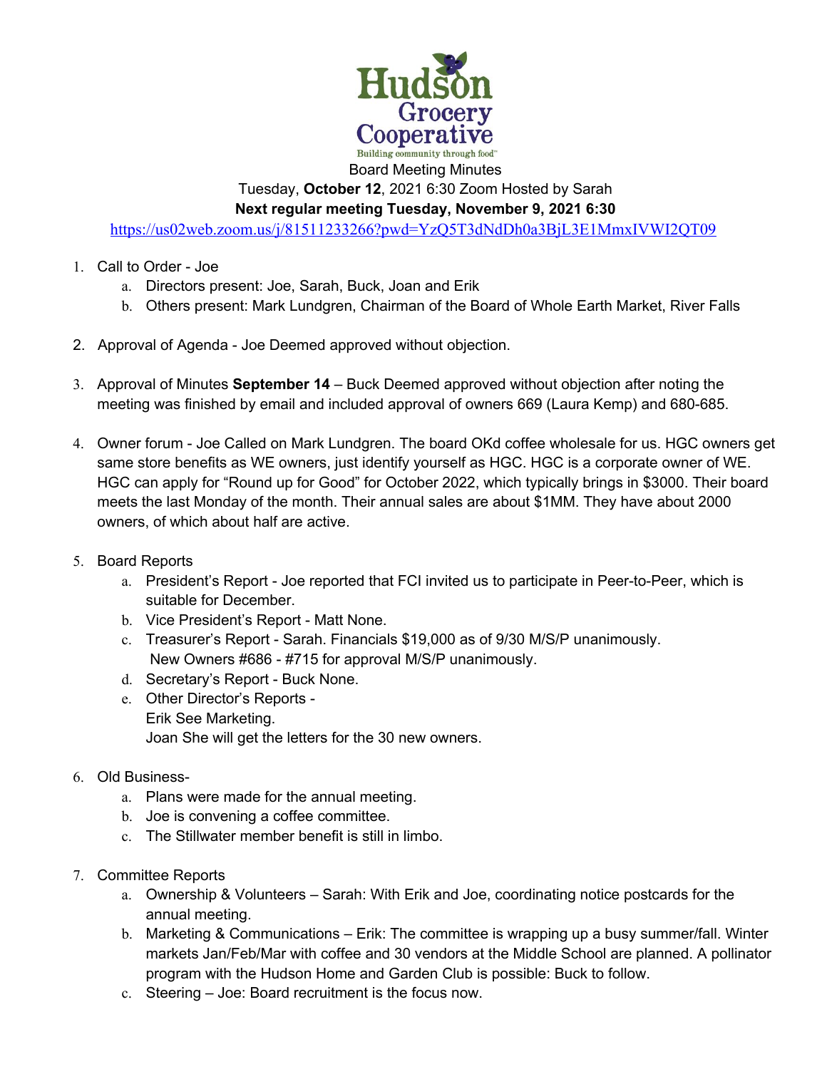Hudson Grocery Cooperative

Building community through food™

Board Meeting Minutes

Tuesday, **October 12**, 2021 6:30 Zoom Hosted by Sarah

**Next regular meeting Tuesday, November 9, 2021 6:30**

https://us02web.zoom.us/j/81511233266?pwd=YzQ5T3dNdDh0a3BjL3E1MmxIVWI2QT09

1. Call to Order - Joe
   a. Directors present: Joe, Sarah, Buck, Joan and Erik
   b. Others present: Mark Lundgren, Chairman of the Board of Whole Earth Market, River Falls

2. Approval of Agenda - Joe Deemed approved without objection.

3. Approval of Minutes **September 14** – Buck Deemed approved without objection after noting the meeting was finished by email and included approval of owners 669 (Laura Kemp) and 680-685.

4. Owner forum - Joe Called on Mark Lundgren. The board OKd coffee wholesale for us. HGC owners get same store benefits as WE owners, just identify yourself as HGC. HGC is a corporate owner of WE. HGC can apply for "Round up for Good" for October 2022, which typically brings in $3000. Their board meets the last Monday of the month. Their annual sales are about $1MM. They have about 2000 owners, of which about half are active.

5. Board Reports
   a. President's Report - Joe reported that FCI invited us to participate in Peer-to-Peer, which is suitable for December.
   b. Vice President's Report - Matt None.
   c. Treasurer's Report - Sarah. Financials $19,000 as of 9/30 M/S/P unanimously.
      New Owners #686 - #715 for approval M/S/P unanimously.
   d. Secretary's Report - Buck None.
   e. Other Director's Reports -
      Erik See Marketing.
      Joan She will get the letters for the 30 new owners.

6. Old Business-
   a. Plans were made for the annual meeting.
   b. Joe is convening a coffee committee.
   c. The Stillwater member benefit is still in limbo.

7. Committee Reports
   a. Ownership & Volunteers – Sarah: With Erik and Joe, coordinating notice postcards for the annual meeting.
   b. Marketing & Communications – Erik: The committee is wrapping up a busy summer/fall. Winter markets Jan/Feb/Mar with coffee and 30 vendors at the Middle School are planned. A pollinator program with the Hudson Home and Garden Club is possible: Buck to follow.
   c. Steering – Joe: Board recruitment is the focus now.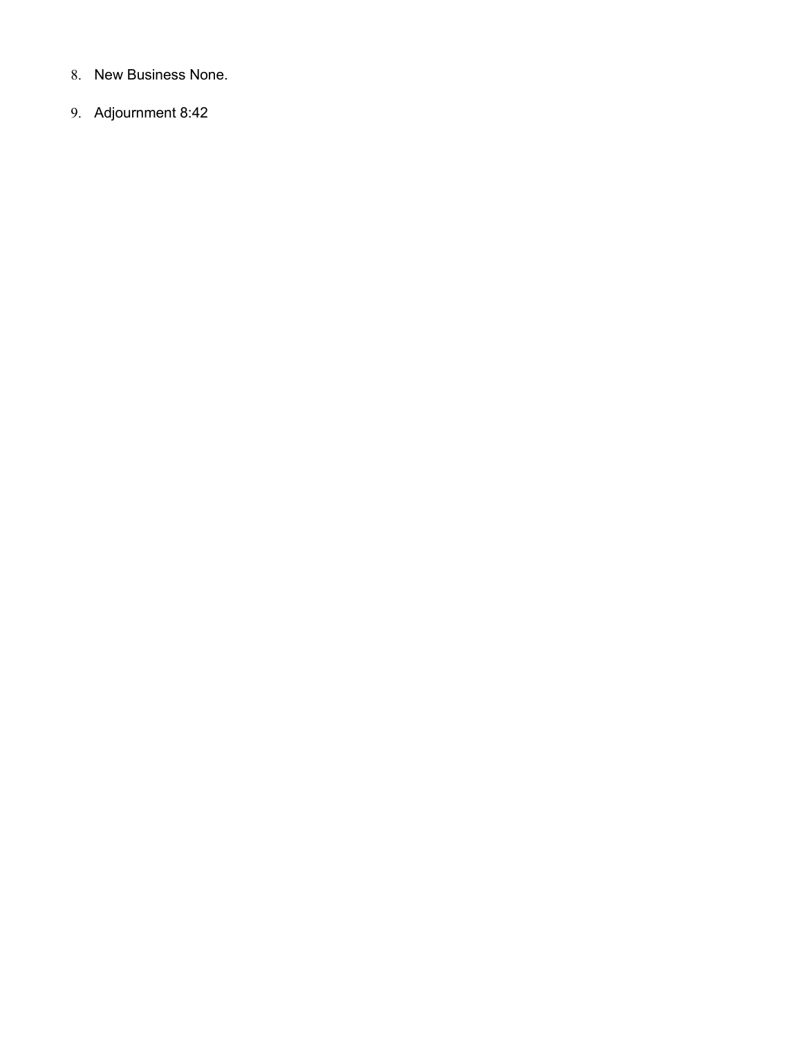8. New Business None.

9. Adjournment 8:42